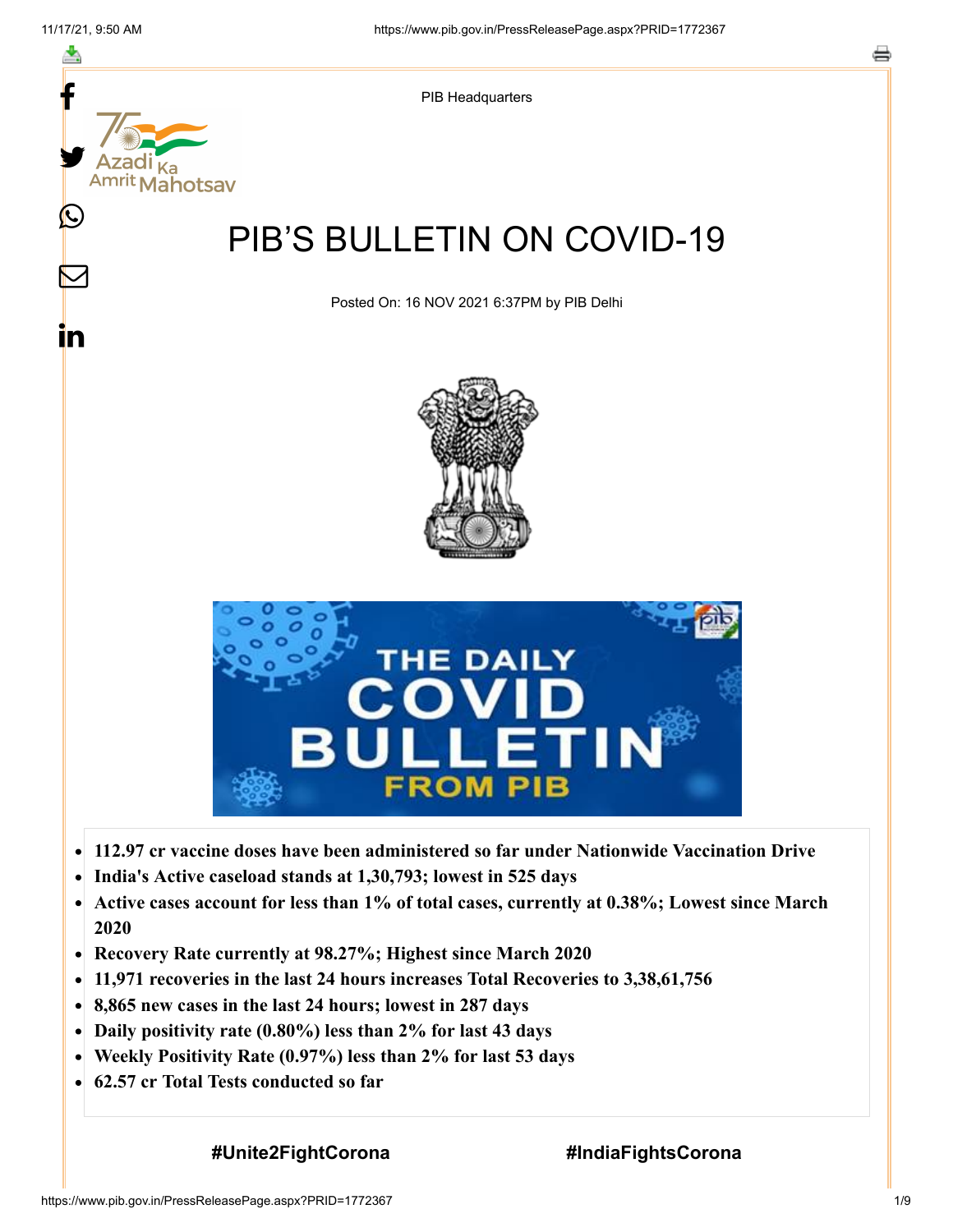PIB Headquarters

# PIB'S BULLETIN ON COVID-19

Posted On: 16 NOV 2021 6:37PM by PIB Delhi

- **112.97 cr vaccine doses have been administered so far under Nationwide Vaccination Drive**
- **India's Active caseload stands at 1,30,793; lowest in 525 days**
- **Active cases account for less than 1% of total cases, currently at 0.38%; Lowest since March 2020**
- **Recovery Rate currently at 98.27%; Highest since March 2020**
- **11,971 recoveries in the last 24 hours increases Total Recoveries to 3,38,61,756**
- **8,865 new cases in the last 24 hours; lowest in 287 days**
- **Daily positivity rate (0.80%) less than 2% for last 43 days**
- **Weekly Positivity Rate (0.97%) less than 2% for last 53 days**
- **62.57 cr Total Tests conducted so far**

**#Unite2FightCorona** **#IndiaFightsCorona**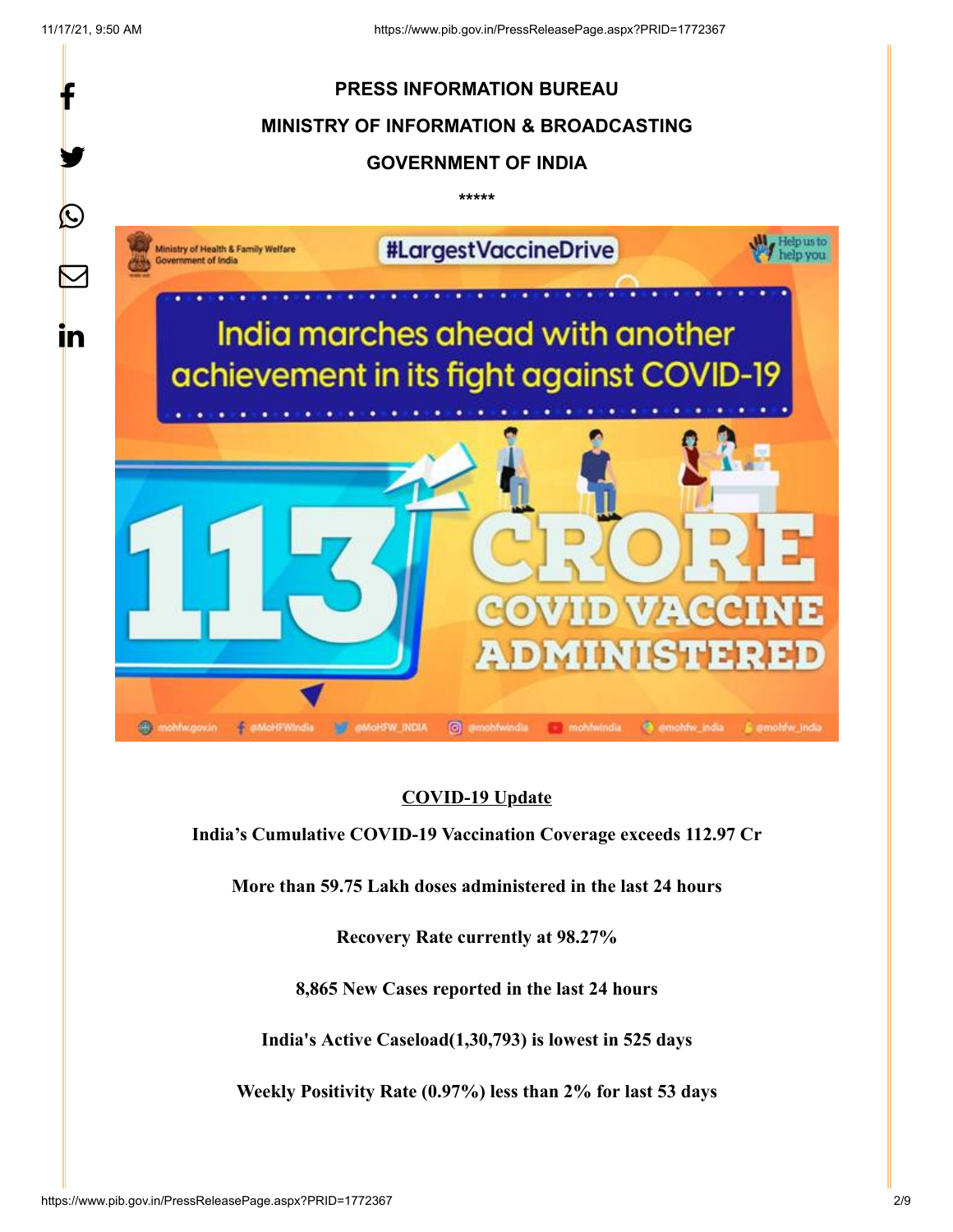**PRESS INFORMATION BUREAU**

**MINISTRY OF INFORMATION & BROADCASTING**

**GOVERNMENT OF INDIA**

\*\*\*\*\*

**COVID-19 Update**

**India's Cumulative COVID-19 Vaccination Coverage exceeds 112.97 Cr**

**More than 59.75 Lakh doses administered in the last 24 hours**

**Recovery Rate currently at 98.27%**

**8,865 New Cases reported in the last 24 hours**

**India's Active Caseload(1,30,793) is lowest in 525 days**

**Weekly Positivity Rate (0.97%) less than 2% for last 53 days**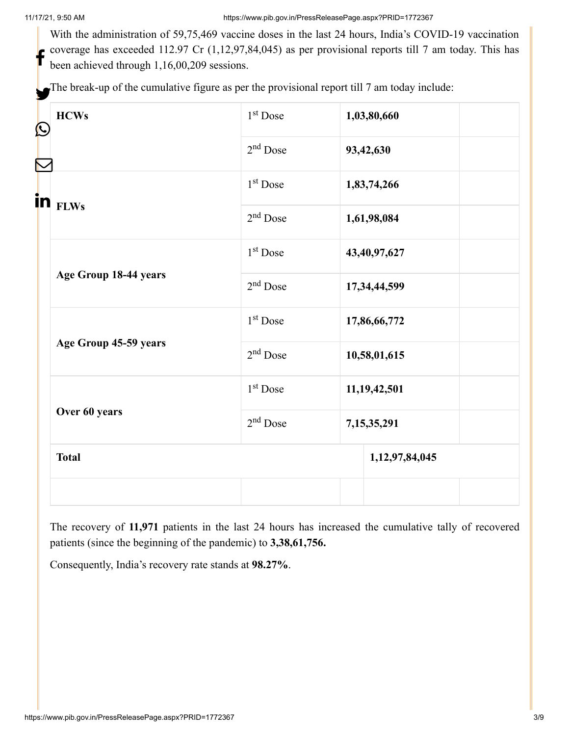With the administration of 59,75,469 vaccine doses in the last 24 hours, India's COVID-19 vaccination coverage has exceeded 112.97 Cr (1,12,97,84,045) as per provisional reports till 7 am today. This has been achieved through 1,16,00,209 sessions.

The break-up of the cumulative figure as per the provisional report till 7 am today include:

| | | | |
|---|---|---|---|
| **HCWs** | 1st Dose | **1,03,80,660** | |
| | 2nd Dose | **93,42,630** | |
| **FLWs** | 1st Dose | **1,83,74,266** | |
| | 2nd Dose | **1,61,98,084** | |
| **Age Group 18-44 years** | 1st Dose | **43,40,97,627** | |
| | 2nd Dose | **17,34,44,599** | |
| **Age Group 45-59 years** | 1st Dose | **17,86,66,772** | |
| | 2nd Dose | **10,58,01,615** | |
| **Over 60 years** | 1st Dose | **11,19,42,501** | |
| | 2nd Dose | **7,15,35,291** | |
| **Total** | | **1,12,97,84,045** | |
| | | | |

The recovery of **11,971** patients in the last 24 hours has increased the cumulative tally of recovered patients (since the beginning of the pandemic) to **3,38,61,756.**

Consequently, India's recovery rate stands at **98.27%**.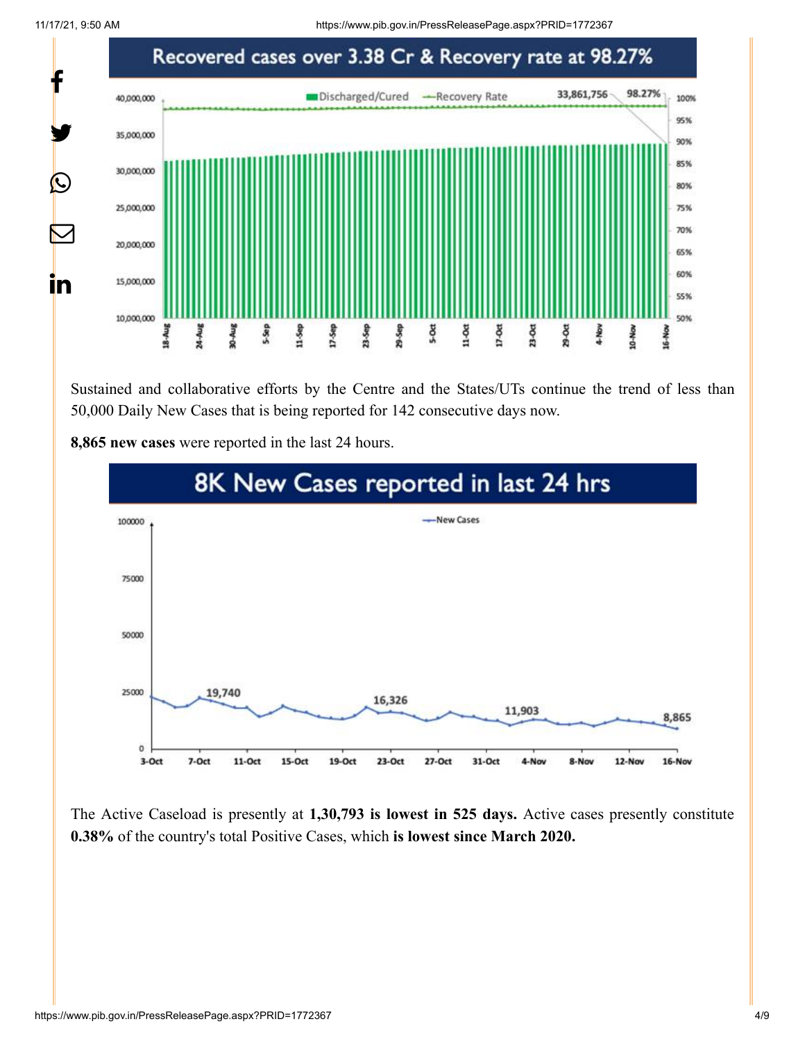Recovered cases over 3.38 Cr & Recovery rate at 98.27%

Sustained and collaborative efforts by the Centre and the States/UTs continue the trend of less than 50,000 Daily New Cases that is being reported for 142 consecutive days now.

**8,865 new cases** were reported in the last 24 hours.

8K New Cases reported in last 24 hrs

The Active Caseload is presently at **1,30,793 is lowest in 525 days.** Active cases presently constitute **0.38%** of the country's total Positive Cases, which **is lowest since March 2020.**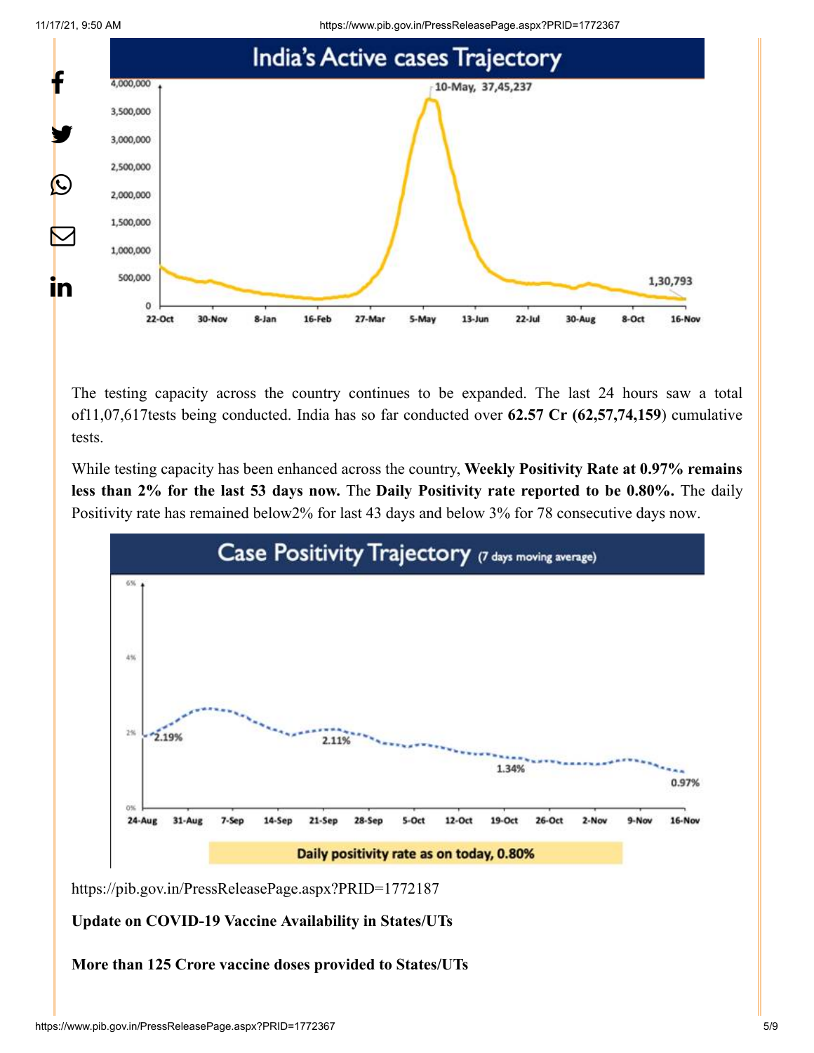The testing capacity across the country continues to be expanded. The last 24 hours saw a total of11,07,617tests being conducted. India has so far conducted over **62.57 Cr (62,57,74,159)** cumulative tests.

While testing capacity has been enhanced across the country, **Weekly Positivity Rate at 0.97% remains less than 2% for the last 53 days now.** The **Daily Positivity rate reported to be 0.80%.** The daily Positivity rate has remained below2% for last 43 days and below 3% for 78 consecutive days now.

https://pib.gov.in/PressReleasePage.aspx?PRID=1772187

**Update on COVID-19 Vaccine Availability in States/UTs**

**More than 125 Crore vaccine doses provided to States/UTs**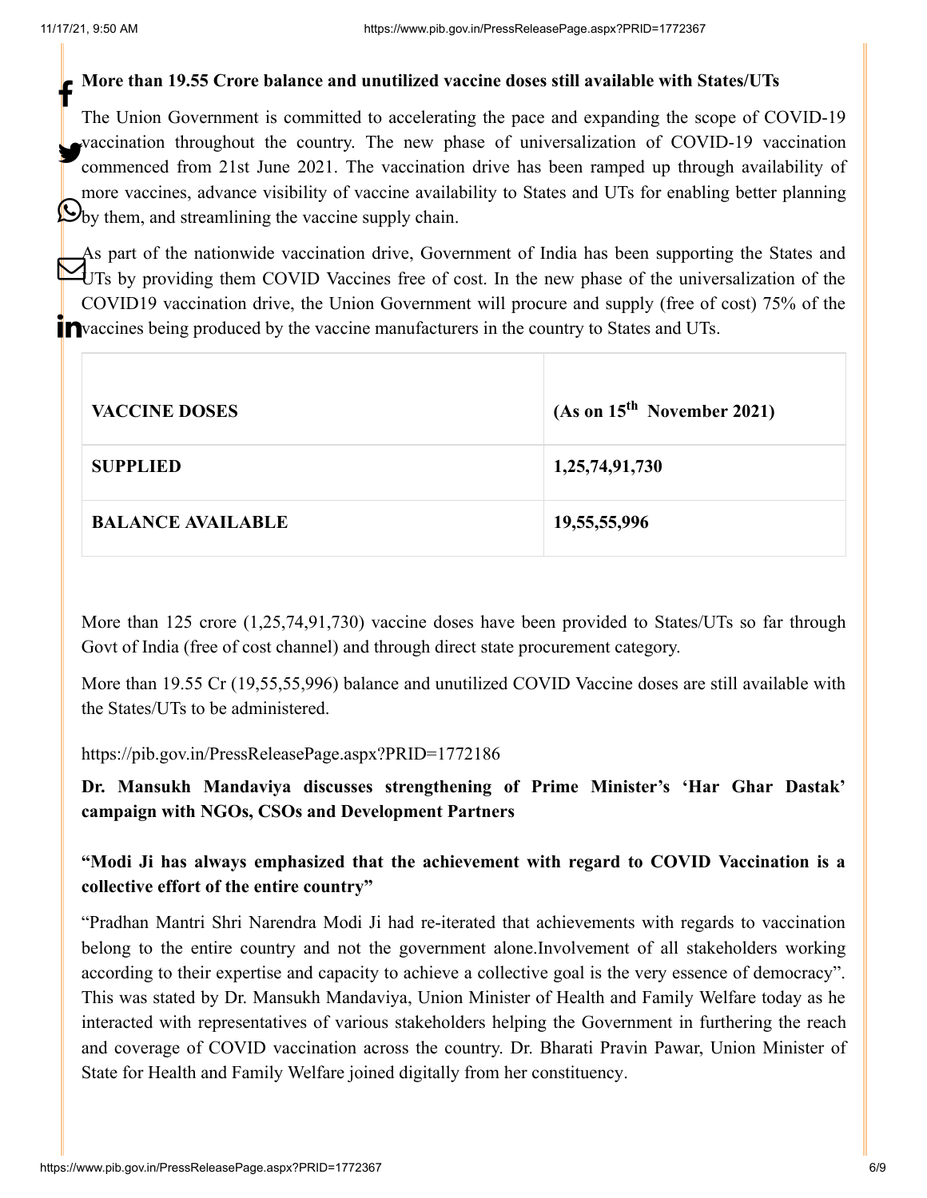**More than 19.55 Crore balance and unutilized vaccine doses still available with States/UTs**

The Union Government is committed to accelerating the pace and expanding the scope of COVID-19 vaccination throughout the country. The new phase of universalization of COVID-19 vaccination commenced from 21st June 2021. The vaccination drive has been ramped up through availability of more vaccines, advance visibility of vaccine availability to States and UTs for enabling better planning by them, and streamlining the vaccine supply chain.

As part of the nationwide vaccination drive, Government of India has been supporting the States and UTs by providing them COVID Vaccines free of cost. In the new phase of the universalization of the COVID19 vaccination drive, the Union Government will procure and supply (free of cost) 75% of the vaccines being produced by the vaccine manufacturers in the country to States and UTs.

| VACCINE DOSES | (As on 15th November 2021) |
|---|---|
| SUPPLIED | 1,25,74,91,730 |
| BALANCE AVAILABLE | 19,55,55,996 |

More than 125 crore (1,25,74,91,730) vaccine doses have been provided to States/UTs so far through Govt of India (free of cost channel) and through direct state procurement category.

More than 19.55 Cr (19,55,55,996) balance and unutilized COVID Vaccine doses are still available with the States/UTs to be administered.

https://pib.gov.in/PressReleasePage.aspx?PRID=1772186

**Dr. Mansukh Mandaviya discusses strengthening of Prime Minister's 'Har Ghar Dastak' campaign with NGOs, CSOs and Development Partners**

**"Modi Ji has always emphasized that the achievement with regard to COVID Vaccination is a collective effort of the entire country"**

"Pradhan Mantri Shri Narendra Modi Ji had re-iterated that achievements with regards to vaccination belong to the entire country and not the government alone.Involvement of all stakeholders working according to their expertise and capacity to achieve a collective goal is the very essence of democracy". This was stated by Dr. Mansukh Mandaviya, Union Minister of Health and Family Welfare today as he interacted with representatives of various stakeholders helping the Government in furthering the reach and coverage of COVID vaccination across the country. Dr. Bharati Pravin Pawar, Union Minister of State for Health and Family Welfare joined digitally from her constituency.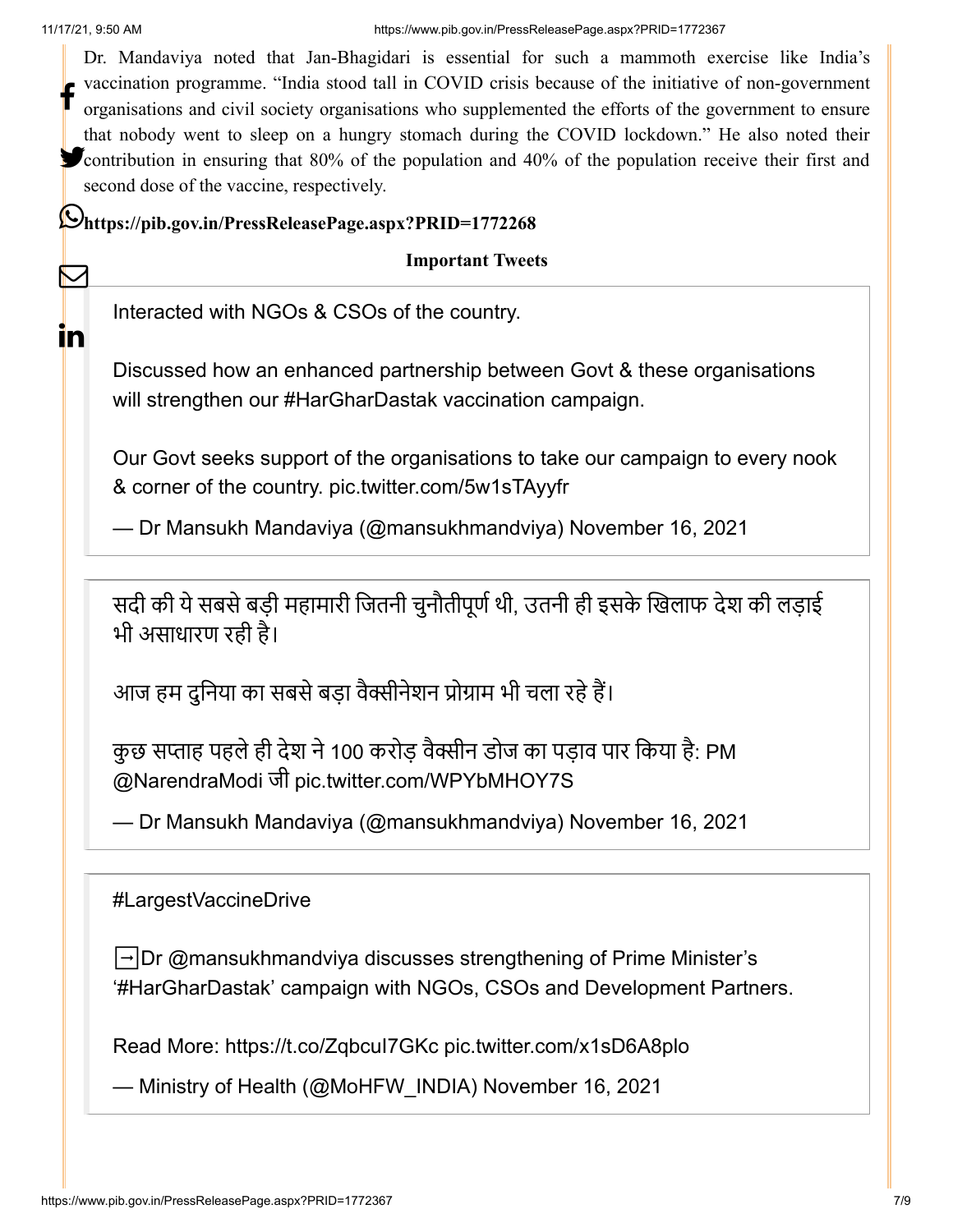Dr. Mandaviya noted that Jan-Bhagidari is essential for such a mammoth exercise like India's vaccination programme. "India stood tall in COVID crisis because of the initiative of non-government organisations and civil society organisations who supplemented the efforts of the government to ensure that nobody went to sleep on a hungry stomach during the COVID lockdown." He also noted their contribution in ensuring that 80% of the population and 40% of the population receive their first and second dose of the vaccine, respectively.

**https://pib.gov.in/PressReleasePage.aspx?PRID=1772268**

**Important Tweets**

> Interacted with NGOs & CSOs of the country.
>
> Discussed how an enhanced partnership between Govt & these organisations will strengthen our #HarGharDastak vaccination campaign.
>
> Our Govt seeks support of the organisations to take our campaign to every nook & corner of the country. pic.twitter.com/5w1sTAyyfr
>
> — Dr Mansukh Mandaviya (@mansukhmandviya) November 16, 2021

> सदी की ये सबसे बड़ी महामारी जितनी चुनौतीपूर्ण थी, उतनी ही इसके खिलाफ देश की लड़ाई भी असाधारण रही है।
>
> आज हम दुनिया का सबसे बड़ा वैक्सीनेशन प्रोग्राम भी चला रहे हैं।
>
> कुछ सप्ताह पहले ही देश ने 100 करोड़ वैक्सीन डोज का पड़ाव पार किया है: PM @NarendraModi जी pic.twitter.com/WPYbMHOY7S
>
> — Dr Mansukh Mandaviya (@mansukhmandviya) November 16, 2021

> #LargestVaccineDrive
>
> ➡️Dr @mansukhmandviya discusses strengthening of Prime Minister's '#HarGharDastak' campaign with NGOs, CSOs and Development Partners.
>
> Read More: https://t.co/ZqbcuI7GKc pic.twitter.com/x1sD6A8plo
>
> — Ministry of Health (@MoHFW_INDIA) November 16, 2021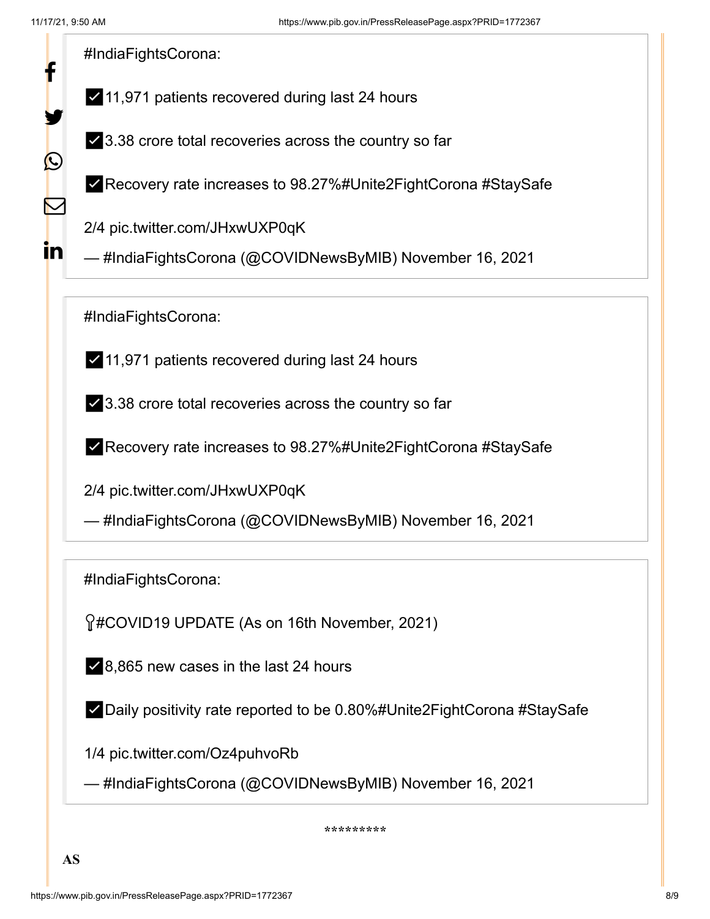#IndiaFightsCorona:

✅11,971 patients recovered during last 24 hours

✅3.38 crore total recoveries across the country so far

✅Recovery rate increases to 98.27%#Unite2FightCorona #StaySafe

2/4 pic.twitter.com/JHxwUXP0qK

— #IndiaFightsCorona (@COVIDNewsByMIB) November 16, 2021

#IndiaFightsCorona:

✅11,971 patients recovered during last 24 hours

✅3.38 crore total recoveries across the country so far

✅Recovery rate increases to 98.27%#Unite2FightCorona #StaySafe

2/4 pic.twitter.com/JHxwUXP0qK

— #IndiaFightsCorona (@COVIDNewsByMIB) November 16, 2021

#IndiaFightsCorona:

📍#COVID19 UPDATE (As on 16th November, 2021)

✅8,865 new cases in the last 24 hours

✅Daily positivity rate reported to be 0.80%#Unite2FightCorona #StaySafe

1/4 pic.twitter.com/Oz4puhvoRb

— #IndiaFightsCorona (@COVIDNewsByMIB) November 16, 2021

*********

**AS**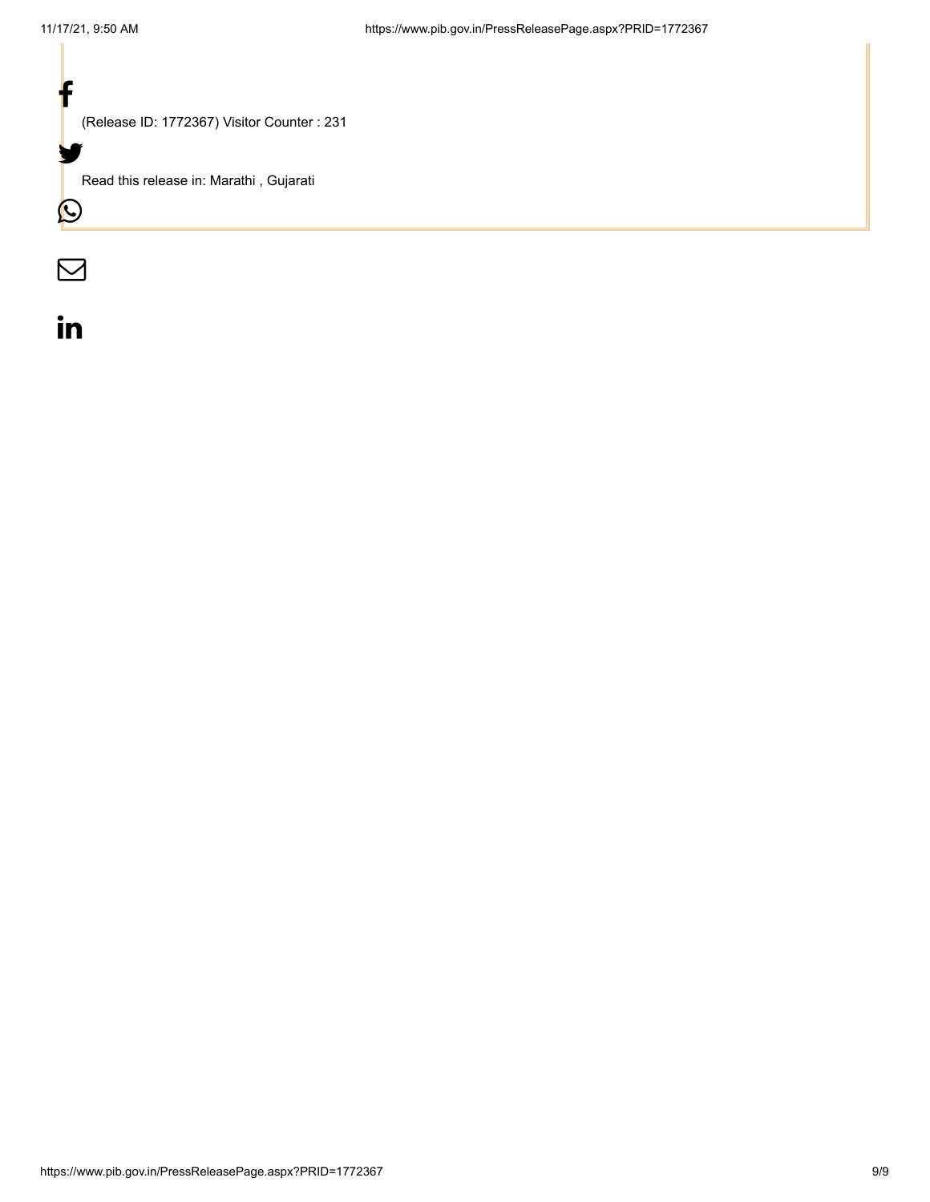(Release ID: 1772367) Visitor Counter : 231

Read this release in: Marathi , Gujarati